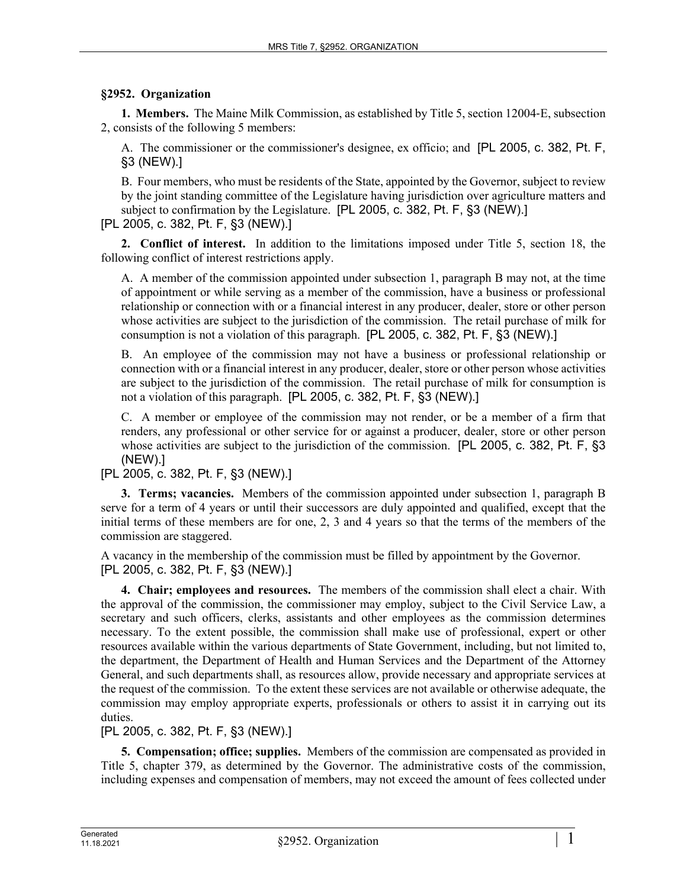## §2952. Organization

**1. Members.** The Maine Milk Commission, as established by Title 5, section 12004-E, subsection 2, consists of the following 5 members:

A. The commissioner or the commissioner's designee, ex officio; and [PL 2005, c. 382, Pt. F, §3 (NEW).]

B. Four members, who must be residents of the State, appointed by the Governor, subject to review by the joint standing committee of the Legislature having jurisdiction over agriculture matters and subject to confirmation by the Legislature. [PL 2005, c. 382, Pt. F, §3 (NEW).]

[PL 2005, c. 382, Pt. F, §3 (NEW).]

**2. Conflict of interest.** In addition to the limitations imposed under Title 5, section 18, the following conflict of interest restrictions apply.

A. A member of the commission appointed under subsection 1, paragraph B may not, at the time of appointment or while serving as a member of the commission, have a business or professional relationship or connection with or a financial interest in any producer, dealer, store or other person whose activities are subject to the jurisdiction of the commission. The retail purchase of milk for consumption is not a violation of this paragraph. [PL 2005, c. 382, Pt. F, §3 (NEW).]

B. An employee of the commission may not have a business or professional relationship or connection with or a financial interest in any producer, dealer, store or other person whose activities are subject to the jurisdiction of the commission. The retail purchase of milk for consumption is not a violation of this paragraph. [PL 2005, c. 382, Pt. F, §3 (NEW).]

C. A member or employee of the commission may not render, or be a member of a firm that renders, any professional or other service for or against a producer, dealer, store or other person whose activities are subject to the jurisdiction of the commission. [PL 2005, c. 382, Pt. F, §3 (NEW).]

[PL 2005, c. 382, Pt. F, §3 (NEW).]

**3. Terms; vacancies.** Members of the commission appointed under subsection 1, paragraph B serve for a term of 4 years or until their successors are duly appointed and qualified, except that the initial terms of these members are for one, 2, 3 and 4 years so that the terms of the members of the commission are staggered.

A vacancy in the membership of the commission must be filled by appointment by the Governor.
[PL 2005, c. 382, Pt. F, §3 (NEW).]

**4. Chair; employees and resources.** The members of the commission shall elect a chair. With the approval of the commission, the commissioner may employ, subject to the Civil Service Law, a secretary and such officers, clerks, assistants and other employees as the commission determines necessary. To the extent possible, the commission shall make use of professional, expert or other resources available within the various departments of State Government, including, but not limited to, the department, the Department of Health and Human Services and the Department of the Attorney General, and such departments shall, as resources allow, provide necessary and appropriate services at the request of the commission. To the extent these services are not available or otherwise adequate, the commission may employ appropriate experts, professionals or others to assist it in carrying out its duties.

[PL 2005, c. 382, Pt. F, §3 (NEW).]

**5. Compensation; office; supplies.** Members of the commission are compensated as provided in Title 5, chapter 379, as determined by the Governor. The administrative costs of the commission, including expenses and compensation of members, may not exceed the amount of fees collected under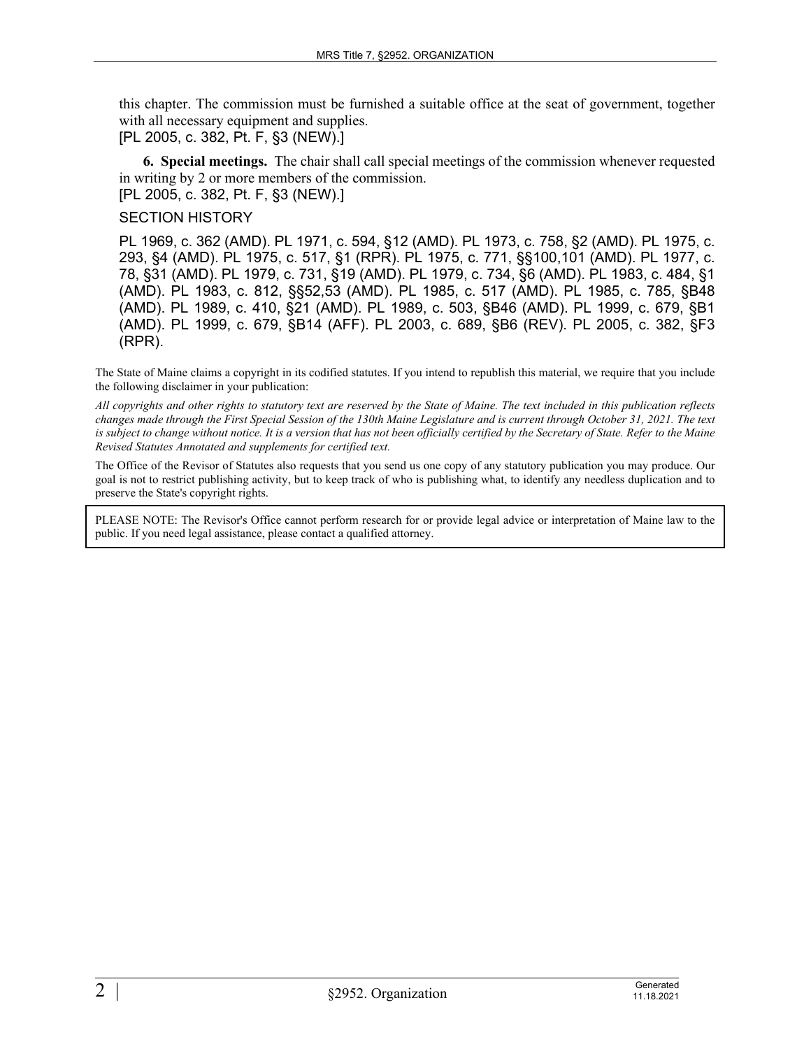this chapter. The commission must be furnished a suitable office at the seat of government, together with all necessary equipment and supplies.
[PL 2005, c. 382, Pt. F, §3 (NEW).]

**6. Special meetings.** The chair shall call special meetings of the commission whenever requested in writing by 2 or more members of the commission.
[PL 2005, c. 382, Pt. F, §3 (NEW).]

SECTION HISTORY

PL 1969, c. 362 (AMD). PL 1971, c. 594, §12 (AMD). PL 1973, c. 758, §2 (AMD). PL 1975, c. 293, §4 (AMD). PL 1975, c. 517, §1 (RPR). PL 1975, c. 771, §§100,101 (AMD). PL 1977, c. 78, §31 (AMD). PL 1979, c. 731, §19 (AMD). PL 1979, c. 734, §6 (AMD). PL 1983, c. 484, §1 (AMD). PL 1983, c. 812, §§52,53 (AMD). PL 1985, c. 517 (AMD). PL 1985, c. 785, §B48 (AMD). PL 1989, c. 410, §21 (AMD). PL 1989, c. 503, §B46 (AMD). PL 1999, c. 679, §B1 (AMD). PL 1999, c. 679, §B14 (AFF). PL 2003, c. 689, §B6 (REV). PL 2005, c. 382, §F3 (RPR).

The State of Maine claims a copyright in its codified statutes. If you intend to republish this material, we require that you include the following disclaimer in your publication:

*All copyrights and other rights to statutory text are reserved by the State of Maine. The text included in this publication reflects changes made through the First Special Session of the 130th Maine Legislature and is current through October 31, 2021. The text is subject to change without notice. It is a version that has not been officially certified by the Secretary of State. Refer to the Maine Revised Statutes Annotated and supplements for certified text.*

The Office of the Revisor of Statutes also requests that you send us one copy of any statutory publication you may produce. Our goal is not to restrict publishing activity, but to keep track of who is publishing what, to identify any needless duplication and to preserve the State's copyright rights.

PLEASE NOTE: The Revisor's Office cannot perform research for or provide legal advice or interpretation of Maine law to the public. If you need legal assistance, please contact a qualified attorney.